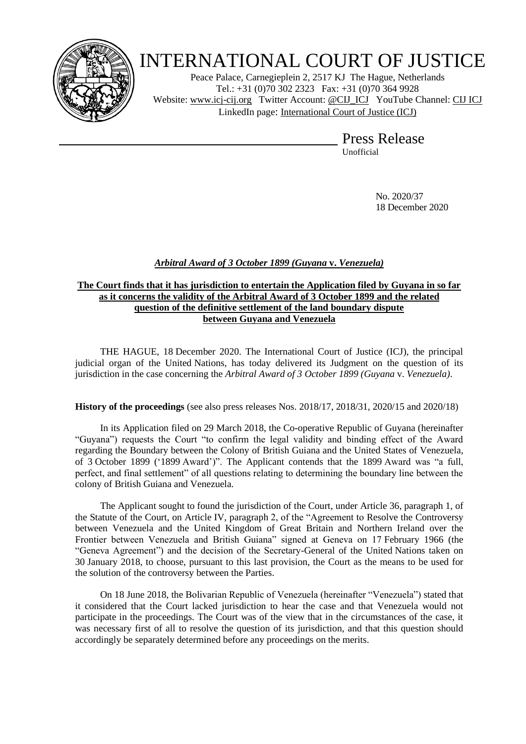# INTERNATIONAL COURT OF JUSTICE

Peace Palace, Carnegieplein 2, 2517 KJ The Hague, Netherlands
Tel.: +31 (0)70 302 2323 Fax: +31 (0)70 364 9928
Website: www.icj-cij.org Twitter Account: @CIJ_ICJ YouTube Channel: CIJ ICJ
LinkedIn page: International Court of Justice (ICJ)

## Press Release

Unofficial

No. 2020/37
18 December 2020

***Arbitral Award of 3 October 1899 (Guyana* v. *Venezuela)***

**The Court finds that it has jurisdiction to entertain the Application filed by Guyana in so far as it concerns the validity of the Arbitral Award of 3 October 1899 and the related question of the definitive settlement of the land boundary dispute between Guyana and Venezuela**

THE HAGUE, 18 December 2020. The International Court of Justice (ICJ), the principal judicial organ of the United Nations, has today delivered its Judgment on the question of its jurisdiction in the case concerning the *Arbitral Award of 3 October 1899 (Guyana* v. *Venezuela)*.

**History of the proceedings** (see also press releases Nos. 2018/17, 2018/31, 2020/15 and 2020/18)

In its Application filed on 29 March 2018, the Co-operative Republic of Guyana (hereinafter "Guyana") requests the Court "to confirm the legal validity and binding effect of the Award regarding the Boundary between the Colony of British Guiana and the United States of Venezuela, of 3 October 1899 ('1899 Award')". The Applicant contends that the 1899 Award was "a full, perfect, and final settlement" of all questions relating to determining the boundary line between the colony of British Guiana and Venezuela.

The Applicant sought to found the jurisdiction of the Court, under Article 36, paragraph 1, of the Statute of the Court, on Article IV, paragraph 2, of the "Agreement to Resolve the Controversy between Venezuela and the United Kingdom of Great Britain and Northern Ireland over the Frontier between Venezuela and British Guiana" signed at Geneva on 17 February 1966 (the "Geneva Agreement") and the decision of the Secretary-General of the United Nations taken on 30 January 2018, to choose, pursuant to this last provision, the Court as the means to be used for the solution of the controversy between the Parties.

On 18 June 2018, the Bolivarian Republic of Venezuela (hereinafter "Venezuela") stated that it considered that the Court lacked jurisdiction to hear the case and that Venezuela would not participate in the proceedings. The Court was of the view that in the circumstances of the case, it was necessary first of all to resolve the question of its jurisdiction, and that this question should accordingly be separately determined before any proceedings on the merits.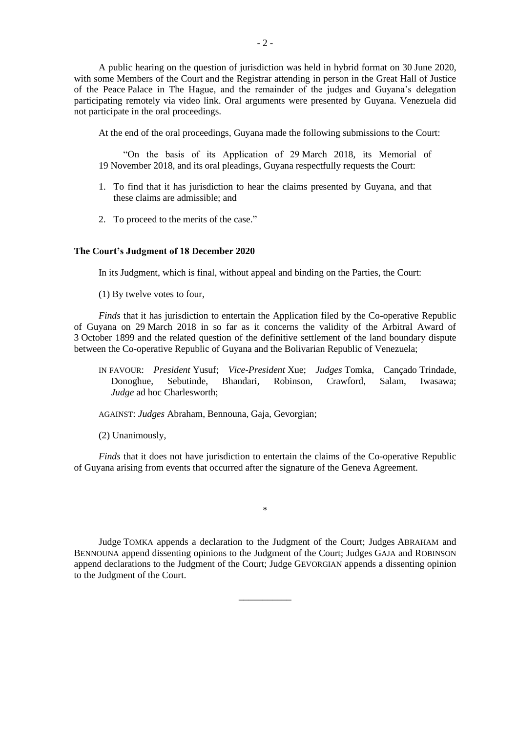A public hearing on the question of jurisdiction was held in hybrid format on 30 June 2020, with some Members of the Court and the Registrar attending in person in the Great Hall of Justice of the Peace Palace in The Hague, and the remainder of the judges and Guyana's delegation participating remotely via video link. Oral arguments were presented by Guyana. Venezuela did not participate in the oral proceedings.

At the end of the oral proceedings, Guyana made the following submissions to the Court:

> "On the basis of its Application of 29 March 2018, its Memorial of 19 November 2018, and its oral pleadings, Guyana respectfully requests the Court:
>
> 1. To find that it has jurisdiction to hear the claims presented by Guyana, and that these claims are admissible; and
> 2. To proceed to the merits of the case."

**The Court's Judgment of 18 December 2020**

In its Judgment, which is final, without appeal and binding on the Parties, the Court:

(1) By twelve votes to four,

*Finds* that it has jurisdiction to entertain the Application filed by the Co-operative Republic of Guyana on 29 March 2018 in so far as it concerns the validity of the Arbitral Award of 3 October 1899 and the related question of the definitive settlement of the land boundary dispute between the Co-operative Republic of Guyana and the Bolivarian Republic of Venezuela;

> IN FAVOUR: *President* Yusuf; *Vice-President* Xue; *Judges* Tomka, Cançado Trindade, Donoghue, Sebutinde, Bhandari, Robinson, Crawford, Salam, Iwasawa; *Judge* ad hoc Charlesworth;
>
> AGAINST: *Judges* Abraham, Bennouna, Gaja, Gevorgian;

(2) Unanimously,

*Finds* that it does not have jurisdiction to entertain the claims of the Co-operative Republic of Guyana arising from events that occurred after the signature of the Geneva Agreement.

*

Judge TOMKA appends a declaration to the Judgment of the Court; Judges ABRAHAM and BENNOUNA append dissenting opinions to the Judgment of the Court; Judges GAJA and ROBINSON append declarations to the Judgment of the Court; Judge GEVORGIAN appends a dissenting opinion to the Judgment of the Court.

___________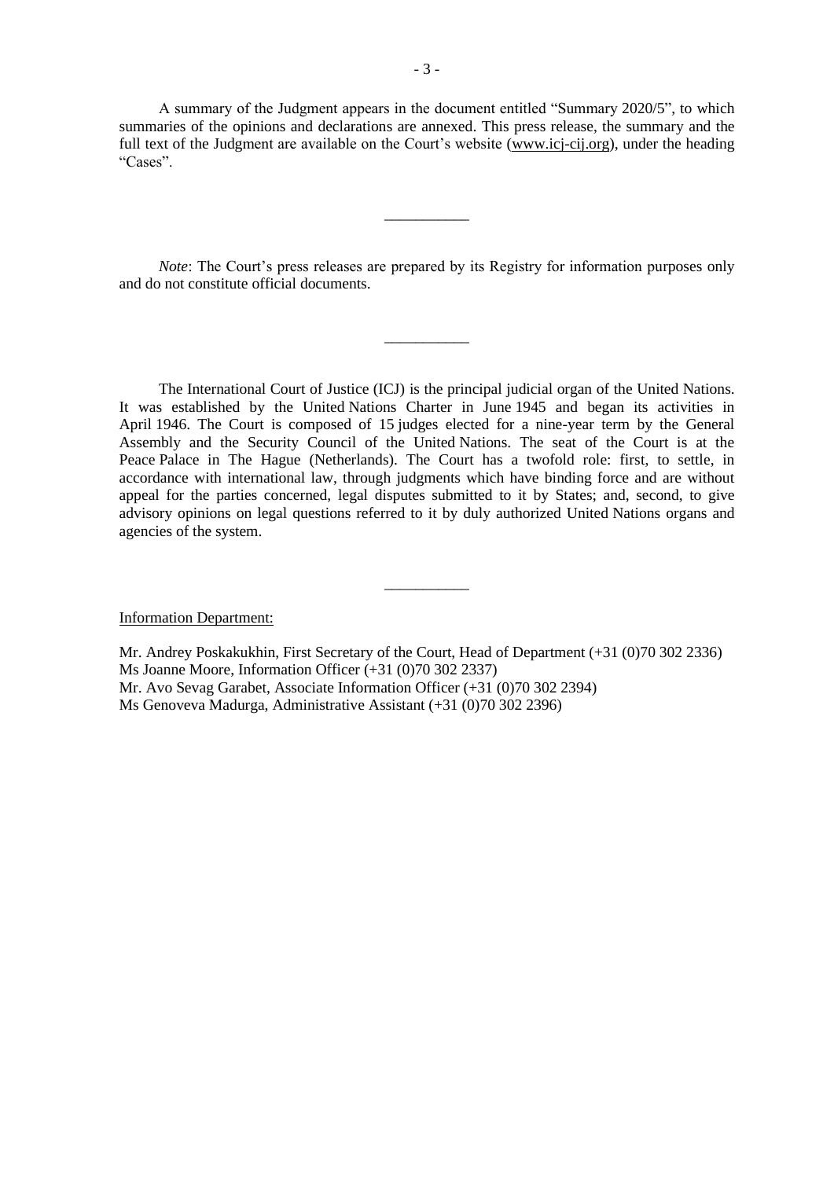A summary of the Judgment appears in the document entitled "Summary 2020/5", to which summaries of the opinions and declarations are annexed. This press release, the summary and the full text of the Judgment are available on the Court's website (www.icj-cij.org), under the heading "Cases".

___________

*Note*: The Court's press releases are prepared by its Registry for information purposes only and do not constitute official documents.

___________

The International Court of Justice (ICJ) is the principal judicial organ of the United Nations. It was established by the United Nations Charter in June 1945 and began its activities in April 1946. The Court is composed of 15 judges elected for a nine-year term by the General Assembly and the Security Council of the United Nations. The seat of the Court is at the Peace Palace in The Hague (Netherlands). The Court has a twofold role: first, to settle, in accordance with international law, through judgments which have binding force and are without appeal for the parties concerned, legal disputes submitted to it by States; and, second, to give advisory opinions on legal questions referred to it by duly authorized United Nations organs and agencies of the system.

___________

Information Department:

Mr. Andrey Poskakukhin, First Secretary of the Court, Head of Department (+31 (0)70 302 2336)
Ms Joanne Moore, Information Officer (+31 (0)70 302 2337)
Mr. Avo Sevag Garabet, Associate Information Officer (+31 (0)70 302 2394)
Ms Genoveva Madurga, Administrative Assistant (+31 (0)70 302 2396)